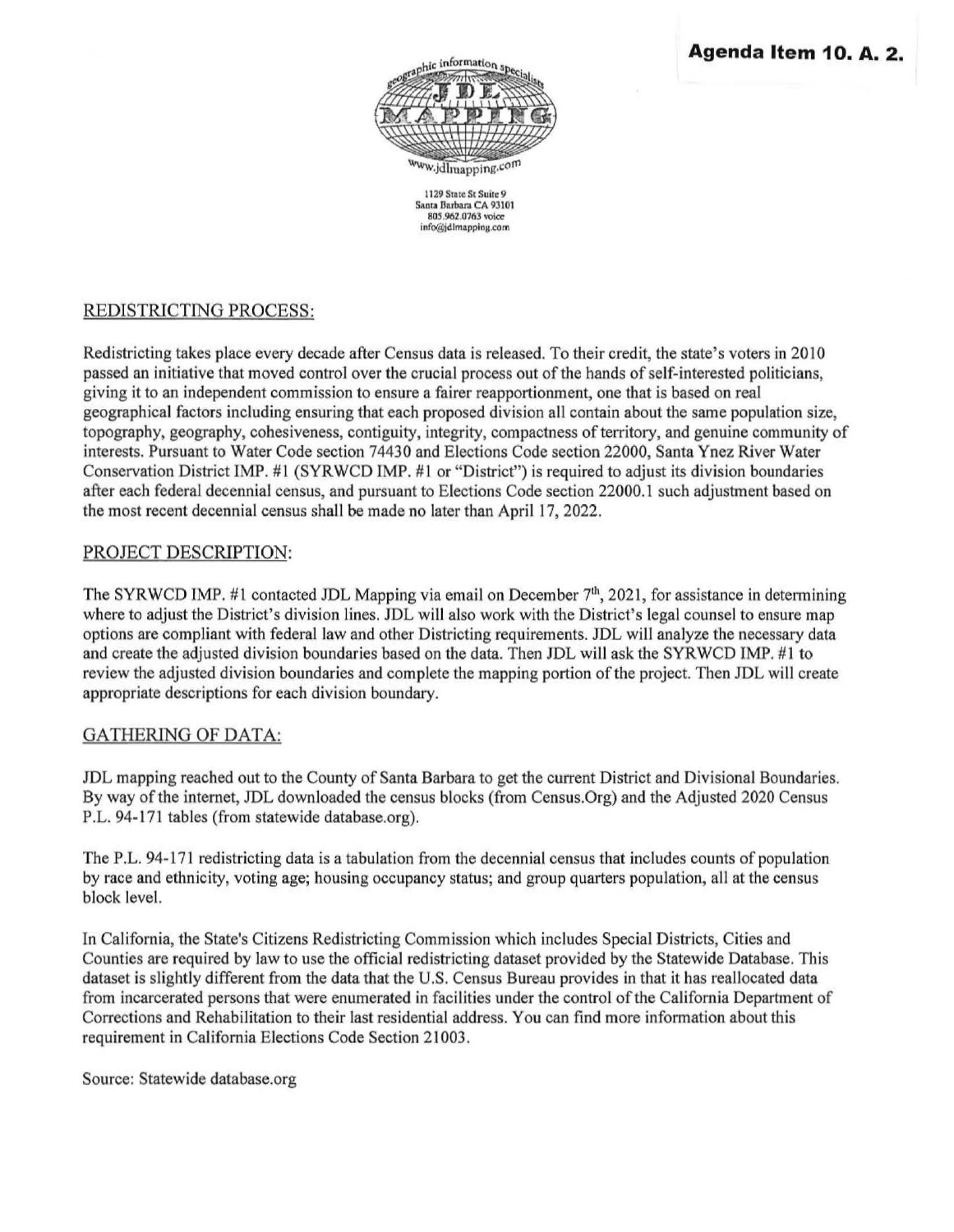**Agenda Item 10. A. 2.**

1129 State St Suite 9
Santa Barbara CA 93101
805.962.0763 voice
info@jdlmapping.com

## REDISTRICTING PROCESS:

Redistricting takes place every decade after Census data is released. To their credit, the state's voters in 2010 passed an initiative that moved control over the crucial process out of the hands of self-interested politicians, giving it to an independent commission to ensure a fairer reapportionment, one that is based on real geographical factors including ensuring that each proposed division all contain about the same population size, topography, geography, cohesiveness, contiguity, integrity, compactness of territory, and genuine community of interests. Pursuant to Water Code section 74430 and Elections Code section 22000, Santa Ynez River Water Conservation District IMP. #1 (SYRWCD IMP. #1 or "District") is required to adjust its division boundaries after each federal decennial census, and pursuant to Elections Code section 22000.1 such adjustment based on the most recent decennial census shall be made no later than April 17, 2022.

## PROJECT DESCRIPTION:

The SYRWCD IMP. #1 contacted JDL Mapping via email on December 7th, 2021, for assistance in determining where to adjust the District's division lines. JDL will also work with the District's legal counsel to ensure map options are compliant with federal law and other Districting requirements. JDL will analyze the necessary data and create the adjusted division boundaries based on the data. Then JDL will ask the SYRWCD IMP. #1 to review the adjusted division boundaries and complete the mapping portion of the project. Then JDL will create appropriate descriptions for each division boundary.

## GATHERING OF DATA:

JDL mapping reached out to the County of Santa Barbara to get the current District and Divisional Boundaries. By way of the internet, JDL downloaded the census blocks (from Census.Org) and the Adjusted 2020 Census P.L. 94-171 tables (from statewide database.org).

The P.L. 94-171 redistricting data is a tabulation from the decennial census that includes counts of population by race and ethnicity, voting age; housing occupancy status; and group quarters population, all at the census block level.

In California, the State's Citizens Redistricting Commission which includes Special Districts, Cities and Counties are required by law to use the official redistricting dataset provided by the Statewide Database. This dataset is slightly different from the data that the U.S. Census Bureau provides in that it has reallocated data from incarcerated persons that were enumerated in facilities under the control of the California Department of Corrections and Rehabilitation to their last residential address. You can find more information about this requirement in California Elections Code Section 21003.

Source: Statewide database.org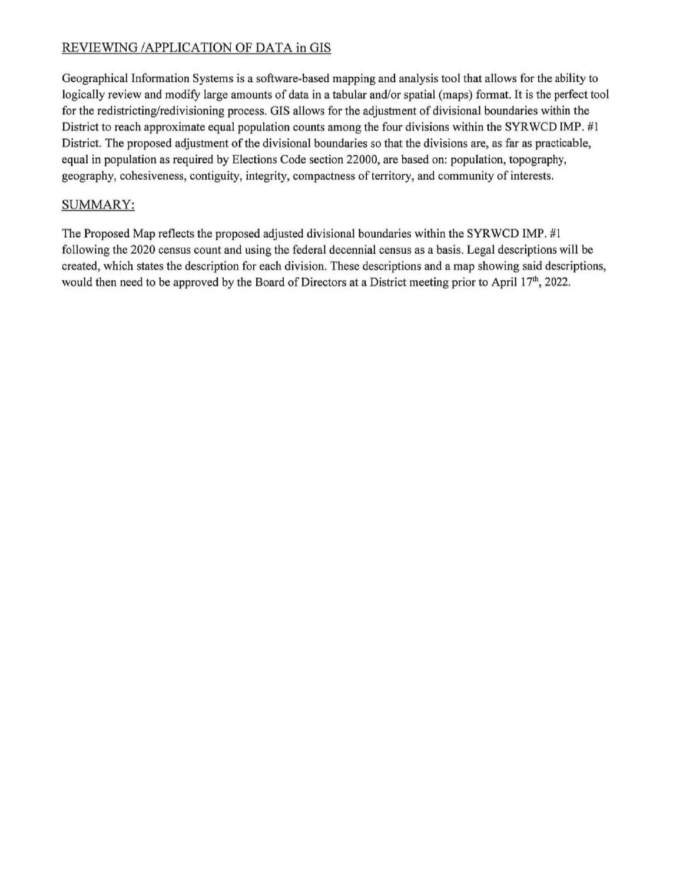## REVIEWING /APPLICATION OF DATA in GIS

Geographical Information Systems is a software-based mapping and analysis tool that allows for the ability to logically review and modify large amounts of data in a tabular and/or spatial (maps) format. It is the perfect tool for the redistricting/redivisioning process. GIS allows for the adjustment of divisional boundaries within the District to reach approximate equal population counts among the four divisions within the SYRWCD IMP. #1 District. The proposed adjustment of the divisional boundaries so that the divisions are, as far as practicable, equal in population as required by Elections Code section 22000, are based on: population, topography, geography, cohesiveness, contiguity, integrity, compactness of territory, and community of interests.

## SUMMARY:

The Proposed Map reflects the proposed adjusted divisional boundaries within the SYRWCD IMP. #1 following the 2020 census count and using the federal decennial census as a basis. Legal descriptions will be created, which states the description for each division. These descriptions and a map showing said descriptions, would then need to be approved by the Board of Directors at a District meeting prior to April 17th, 2022.